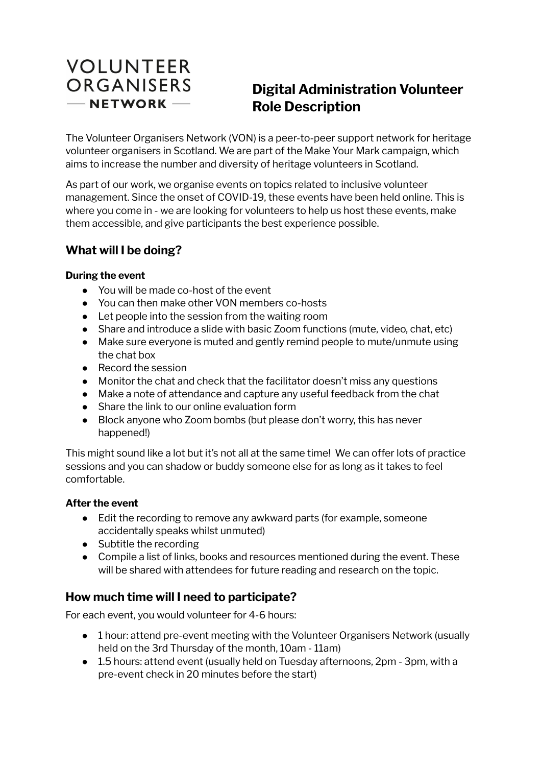VOLUNTEER ORGANISERS — NETWORK —

# Digital Administration Volunteer Role Description

The Volunteer Organisers Network (VON) is a peer-to-peer support network for heritage volunteer organisers in Scotland. We are part of the Make Your Mark campaign, which aims to increase the number and diversity of heritage volunteers in Scotland.

As part of our work, we organise events on topics related to inclusive volunteer management. Since the onset of COVID-19, these events have been held online. This is where you come in - we are looking for volunteers to help us host these events, make them accessible, and give participants the best experience possible.

## What will I be doing?

**During the event**

- You will be made co-host of the event
- You can then make other VON members co-hosts
- Let people into the session from the waiting room
- Share and introduce a slide with basic Zoom functions (mute, video, chat, etc)
- Make sure everyone is muted and gently remind people to mute/unmute using the chat box
- Record the session
- Monitor the chat and check that the facilitator doesn't miss any questions
- Make a note of attendance and capture any useful feedback from the chat
- Share the link to our online evaluation form
- Block anyone who Zoom bombs (but please don't worry, this has never happened!)

This might sound like a lot but it's not all at the same time! We can offer lots of practice sessions and you can shadow or buddy someone else for as long as it takes to feel comfortable.

**After the event**

- Edit the recording to remove any awkward parts (for example, someone accidentally speaks whilst unmuted)
- Subtitle the recording
- Compile a list of links, books and resources mentioned during the event. These will be shared with attendees for future reading and research on the topic.

## How much time will I need to participate?

For each event, you would volunteer for 4-6 hours:

- 1 hour: attend pre-event meeting with the Volunteer Organisers Network (usually held on the 3rd Thursday of the month, 10am - 11am)
- 1.5 hours: attend event (usually held on Tuesday afternoons, 2pm - 3pm, with a pre-event check in 20 minutes before the start)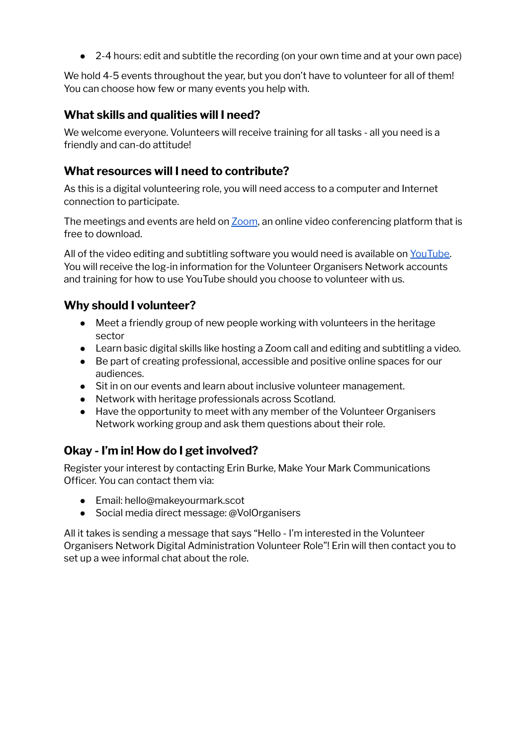- 2-4 hours: edit and subtitle the recording (on your own time and at your own pace)

We hold 4-5 events throughout the year, but you don't have to volunteer for all of them! You can choose how few or many events you help with.

### What skills and qualities will I need?

We welcome everyone. Volunteers will receive training for all tasks - all you need is a friendly and can-do attitude!

### What resources will I need to contribute?

As this is a digital volunteering role, you will need access to a computer and Internet connection to participate.

The meetings and events are held on Zoom, an online video conferencing platform that is free to download.

All of the video editing and subtitling software you would need is available on YouTube. You will receive the log-in information for the Volunteer Organisers Network accounts and training for how to use YouTube should you choose to volunteer with us.

### Why should I volunteer?

- Meet a friendly group of new people working with volunteers in the heritage sector
- Learn basic digital skills like hosting a Zoom call and editing and subtitling a video.
- Be part of creating professional, accessible and positive online spaces for our audiences.
- Sit in on our events and learn about inclusive volunteer management.
- Network with heritage professionals across Scotland.
- Have the opportunity to meet with any member of the Volunteer Organisers Network working group and ask them questions about their role.

### Okay - I'm in! How do I get involved?

Register your interest by contacting Erin Burke, Make Your Mark Communications Officer. You can contact them via:

- Email: hello@makeyourmark.scot
- Social media direct message: @VolOrganisers

All it takes is sending a message that says "Hello - I'm interested in the Volunteer Organisers Network Digital Administration Volunteer Role"! Erin will then contact you to set up a wee informal chat about the role.